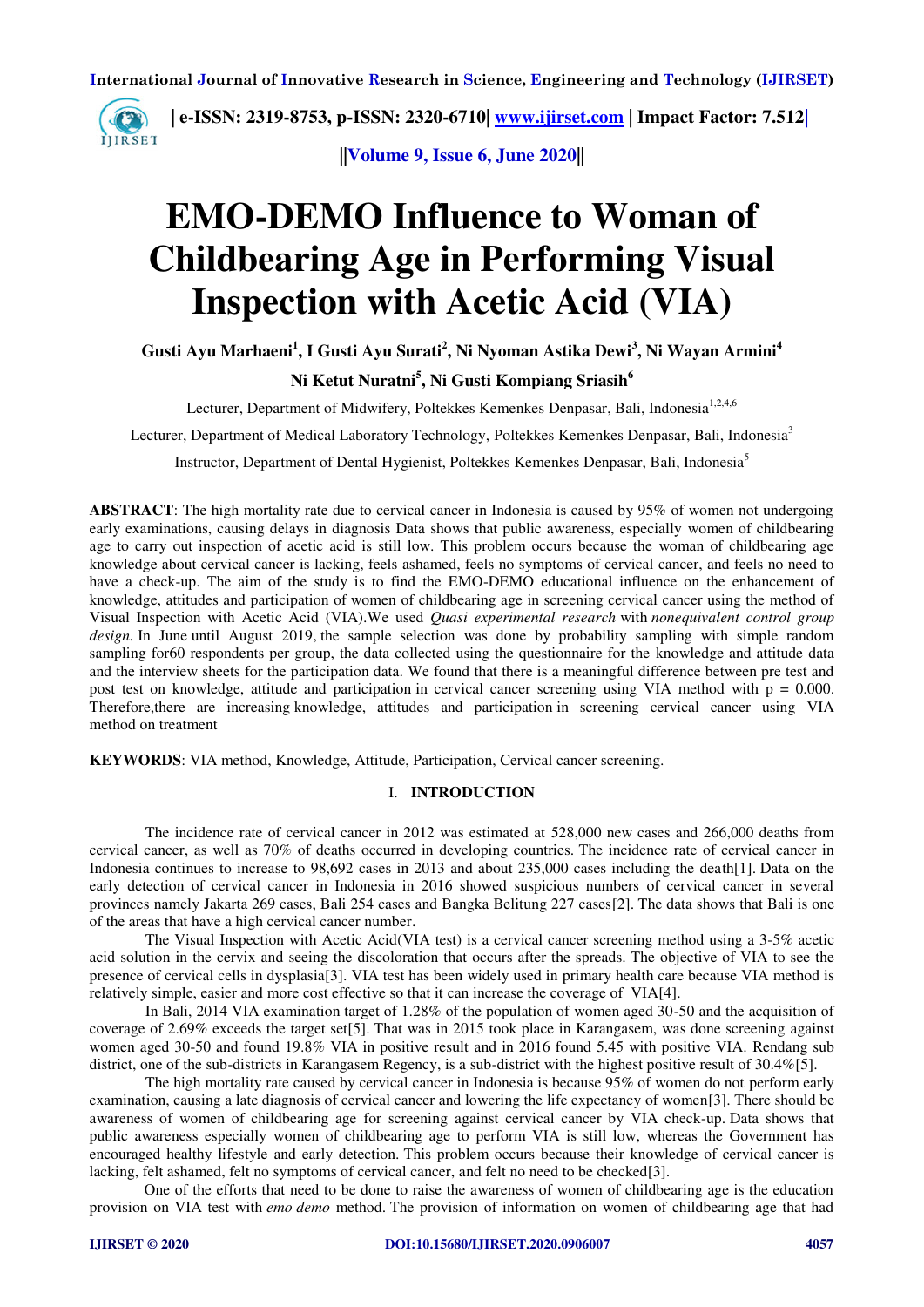# EMO-DEMO Influence to Woman of Childbearing Age in Performing Visual Inspection with Acetic Acid (VIA)

**Gusti Ayu Marhaeni[1], I Gusti Ayu Surati[2], Ni Nyoman Astika Dewi[3], Ni Wayan Armini[4] Ni Ketut Nuratni[5], Ni Gusti Kompiang Sriasih[6]**

Lecturer, Department of Midwifery, Poltekkes Kemenkes Denpasar, Bali, Indonesia[1,2,4,6]

Lecturer, Department of Medical Laboratory Technology, Poltekkes Kemenkes Denpasar, Bali, Indonesia[3]

Instructor, Department of Dental Hygienist, Poltekkes Kemenkes Denpasar, Bali, Indonesia[5]

**ABSTRACT**: The high mortality rate due to cervical cancer in Indonesia is caused by 95% of women not undergoing early examinations, causing delays in diagnosis Data shows that public awareness, especially women of childbearing age to carry out inspection of acetic acid is still low. This problem occurs because the woman of childbearing age knowledge about cervical cancer is lacking, feels ashamed, feels no symptoms of cervical cancer, and feels no need to have a check-up. The aim of the study is to find the EMO-DEMO educational influence on the enhancement of knowledge, attitudes and participation of women of childbearing age in screening cervical cancer using the method of Visual Inspection with Acetic Acid (VIA).We used *Quasi experimental research* with *nonequivalent control group design*. In June until August 2019, the sample selection was done by probability sampling with simple random sampling for60 respondents per group, the data collected using the questionnaire for the knowledge and attitude data and the interview sheets for the participation data. We found that there is a meaningful difference between pre test and post test on knowledge, attitude and participation in cervical cancer screening using VIA method with $p = 0.000$. Therefore,there are increasing knowledge, attitudes and participation in screening cervical cancer using VIA method on treatment

**KEYWORDS**: VIA method, Knowledge, Attitude, Participation, Cervical cancer screening.

## I. INTRODUCTION

The incidence rate of cervical cancer in 2012 was estimated at 528,000 new cases and 266,000 deaths from cervical cancer, as well as 70% of deaths occurred in developing countries. The incidence rate of cervical cancer in Indonesia continues to increase to 98,692 cases in 2013 and about 235,000 cases including the death[1]. Data on the early detection of cervical cancer in Indonesia in 2016 showed suspicious numbers of cervical cancer in several provinces namely Jakarta 269 cases, Bali 254 cases and Bangka Belitung 227 cases[2]. The data shows that Bali is one of the areas that have a high cervical cancer number.

The Visual Inspection with Acetic Acid(VIA test) is a cervical cancer screening method using a 3-5% acetic acid solution in the cervix and seeing the discoloration that occurs after the spreads. The objective of VIA to see the presence of cervical cells in dysplasia[3]. VIA test has been widely used in primary health care because VIA method is relatively simple, easier and more cost effective so that it can increase the coverage of VIA[4].

In Bali, 2014 VIA examination target of 1.28% of the population of women aged 30-50 and the acquisition of coverage of 2.69% exceeds the target set[5]. That was in 2015 took place in Karangasem, was done screening against women aged 30-50 and found 19.8% VIA in positive result and in 2016 found 5.45 with positive VIA. Rendang sub district, one of the sub-districts in Karangasem Regency, is a sub-district with the highest positive result of 30.4%[5].

The high mortality rate caused by cervical cancer in Indonesia is because 95% of women do not perform early examination, causing a late diagnosis of cervical cancer and lowering the life expectancy of women[3]. There should be awareness of women of childbearing age for screening against cervical cancer by VIA check-up. Data shows that public awareness especially women of childbearing age to perform VIA is still low, whereas the Government has encouraged healthy lifestyle and early detection. This problem occurs because their knowledge of cervical cancer is lacking, felt ashamed, felt no symptoms of cervical cancer, and felt no need to be checked[3].

One of the efforts that need to be done to raise the awareness of women of childbearing age is the education provision on VIA test with *emo demo* method. The provision of information on women of childbearing age that had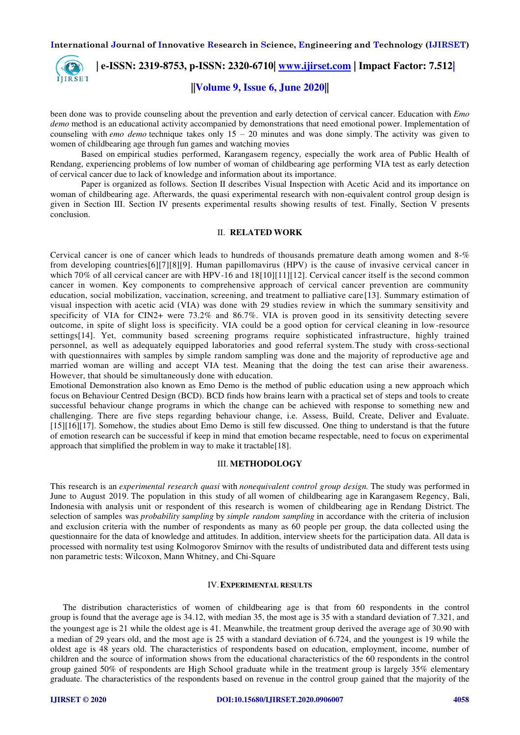been done was to provide counseling about the prevention and early detection of cervical cancer. Education with *Emo demo* method is an educational activity accompanied by demonstrations that need emotional power. Implementation of counseling with *emo demo* technique takes only 15 – 20 minutes and was done simply. The activity was given to women of childbearing age through fun games and watching movies

Based on empirical studies performed, Karangasem regency, especially the work area of Public Health of Rendang, experiencing problems of low number of woman of childbearing age performing VIA test as early detection of cervical cancer due to lack of knowledge and information about its importance.

Paper is organized as follows. Section II describes Visual Inspection with Acetic Acid and its importance on woman of childbearing age. Afterwards, the quasi experimental research with non-equivalent control group design is given in Section III. Section IV presents experimental results showing results of test. Finally, Section V presents conclusion.

## II. RELATED WORK

Cervical cancer is one of cancer which leads to hundreds of thousands premature death among women and 8-% from developing countries[6][7][8][9]. Human papillomavirus (HPV) is the cause of invasive cervical cancer in which 70% of all cervical cancer are with HPV-16 and 18[10][11][12]. Cervical cancer itself is the second common cancer in women. Key components to comprehensive approach of cervical cancer prevention are community education, social mobilization, vaccination, screening, and treatment to palliative care[13]. Summary estimation of visual inspection with acetic acid (VIA) was done with 29 studies review in which the summary sensitivity and specificity of VIA for CIN2+ were 73.2% and 86.7%. VIA is proven good in its sensitivity detecting severe outcome, in spite of slight loss is specificity. VIA could be a good option for cervical cleaning in low-resource settings[14]. Yet, community based screening programs require sophisticated infrastructure, highly trained personnel, as well as adequately equipped laboratories and good referral system. The study with cross-sectional with questionnaires with samples by simple random sampling was done and the majority of reproductive age and married woman are willing and accept VIA test. Meaning that the doing the test can arise their awareness. However, that should be simultaneously done with education.

Emotional Demonstration also known as Emo Demo is the method of public education using a new approach which focus on Behaviour Centred Design (BCD). BCD finds how brains learn with a practical set of steps and tools to create successful behaviour change programs in which the change can be achieved with response to something new and challenging. There are five steps regarding behaviour change, i.e. Assess, Build, Create, Deliver and Evaluate. [15][16][17]. Somehow, the studies about Emo Demo is still few discussed. One thing to understand is that the future of emotion research can be successful if keep in mind that emotion became respectable, need to focus on experimental approach that simplified the problem in way to make it tractable[18].

## III. METHODOLOGY

This research is an *experimental research quasi* with *nonequivalent control group design.* The study was performed in June to August 2019. The population in this study of all women of childbearing age in Karangasem Regency, Bali, Indonesia with analysis unit or respondent of this research is women of childbearing age in Rendang District. The selection of samples was *probability sampling* by *simple random sampling* in accordance with the criteria of inclusion and exclusion criteria with the number of respondents as many as 60 people per group, the data collected using the questionnaire for the data of knowledge and attitudes. In addition, interview sheets for the participation data. All data is processed with normality test using Kolmogorov Smirnov with the results of undistributed data and different tests using non parametric tests: Wilcoxon, Mann Whitney, and Chi-Square

## IV. EXPERIMENTAL RESULTS

The distribution characteristics of women of childbearing age is that from 60 respondents in the control group is found that the average age is 34.12, with median 35, the most age is 35 with a standard deviation of 7.321, and the youngest age is 21 while the oldest age is 41. Meanwhile, the treatment group derived the average age of 30.90 with a median of 29 years old, and the most age is 25 with a standard deviation of 6.724, and the youngest is 19 while the oldest age is 48 years old. The characteristics of respondents based on education, employment, income, number of children and the source of information shows from the educational characteristics of the 60 respondents in the control group gained 50% of respondents are High School graduate while in the treatment group is largely 35% elementary graduate. The characteristics of the respondents based on revenue in the control group gained that the majority of the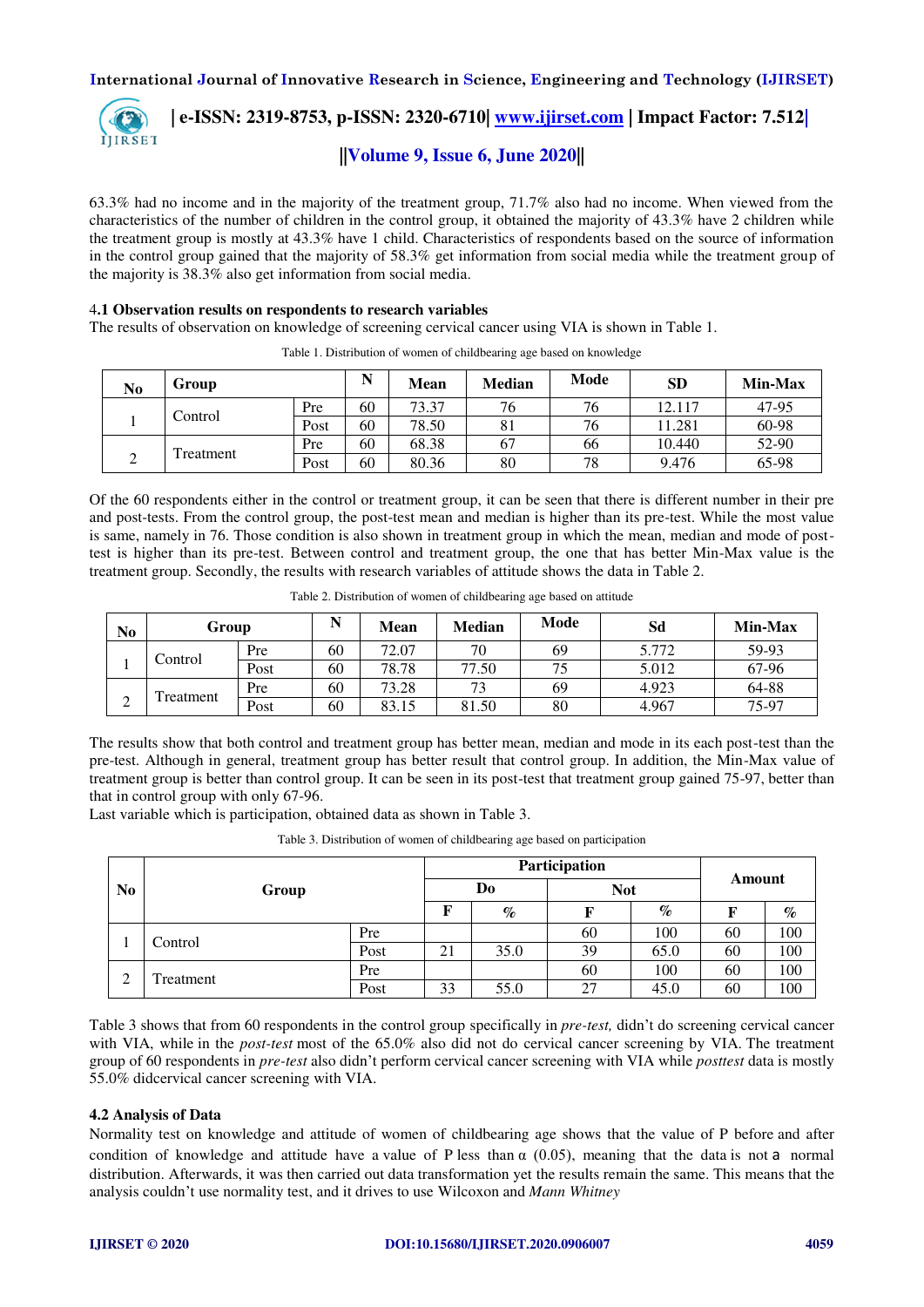63.3% had no income and in the majority of the treatment group, 71.7% also had no income. When viewed from the characteristics of the number of children in the control group, it obtained the majority of 43.3% have 2 children while the treatment group is mostly at 43.3% have 1 child. Characteristics of respondents based on the source of information in the control group gained that the majority of 58.3% get information from social media while the treatment group of the majority is 38.3% also get information from social media.

### 4.1 Observation results on respondents to research variables

The results of observation on knowledge of screening cervical cancer using VIA is shown in Table 1.

Table 1. Distribution of women of childbearing age based on knowledge

| No | Group | | N | Mean | Median | Mode | SD | Min-Max |
|---|---|---|---|---|---|---|---|---|
| 1 | Control | Pre | 60 | 73.37 | 76 | 76 | 12.117 | 47-95 |
| | | Post | 60 | 78.50 | 81 | 76 | 11.281 | 60-98 |
| 2 | Treatment | Pre | 60 | 68.38 | 67 | 66 | 10.440 | 52-90 |
| | | Post | 60 | 80.36 | 80 | 78 | 9.476 | 65-98 |

Of the 60 respondents either in the control or treatment group, it can be seen that there is different number in their pre and post-tests. From the control group, the post-test mean and median is higher than its pre-test. While the most value is same, namely in 76. Those condition is also shown in treatment group in which the mean, median and mode of post-test is higher than its pre-test. Between control and treatment group, the one that has better Min-Max value is the treatment group. Secondly, the results with research variables of attitude shows the data in Table 2.

Table 2. Distribution of women of childbearing age based on attitude

| No | Group | | N | Mean | Median | Mode | Sd | Min-Max |
|---|---|---|---|---|---|---|---|---|
| 1 | Control | Pre | 60 | 72.07 | 70 | 69 | 5.772 | 59-93 |
| | | Post | 60 | 78.78 | 77.50 | 75 | 5.012 | 67-96 |
| 2 | Treatment | Pre | 60 | 73.28 | 73 | 69 | 4.923 | 64-88 |
| | | Post | 60 | 83.15 | 81.50 | 80 | 4.967 | 75-97 |

The results show that both control and treatment group has better mean, median and mode in its each post-test than the pre-test. Although in general, treatment group has better result that control group. In addition, the Min-Max value of treatment group is better than control group. It can be seen in its post-test that treatment group gained 75-97, better than that in control group with only 67-96.

Last variable which is participation, obtained data as shown in Table 3.

Table 3. Distribution of women of childbearing age based on participation

| No | Group | | Participation | | | | Amount | |
|---|---|---|---|---|---|---|---|---|
| | | | Do | | Not | | | |
| | | | F | % | F | % | F | % |
| 1 | Control | Pre | | | 60 | 100 | 60 | 100 |
| | | Post | 21 | 35.0 | 39 | 65.0 | 60 | 100 |
| 2 | Treatment | Pre | | | 60 | 100 | 60 | 100 |
| | | Post | 33 | 55.0 | 27 | 45.0 | 60 | 100 |

Table 3 shows that from 60 respondents in the control group specifically in *pre-test,* didn't do screening cervical cancer with VIA, while in the *post-test* most of the 65.0% also did not do cervical cancer screening by VIA. The treatment group of 60 respondents in *pre-test* also didn't perform cervical cancer screening with VIA while *posttest* data is mostly 55.0% didcervical cancer screening with VIA.

### 4.2 Analysis of Data

Normality test on knowledge and attitude of women of childbearing age shows that the value of P before and after condition of knowledge and attitude have a value of P less than α (0.05), meaning that the data is not a normal distribution. Afterwards, it was then carried out data transformation yet the results remain the same. This means that the analysis couldn't use normality test, and it drives to use Wilcoxon and *Mann Whitney*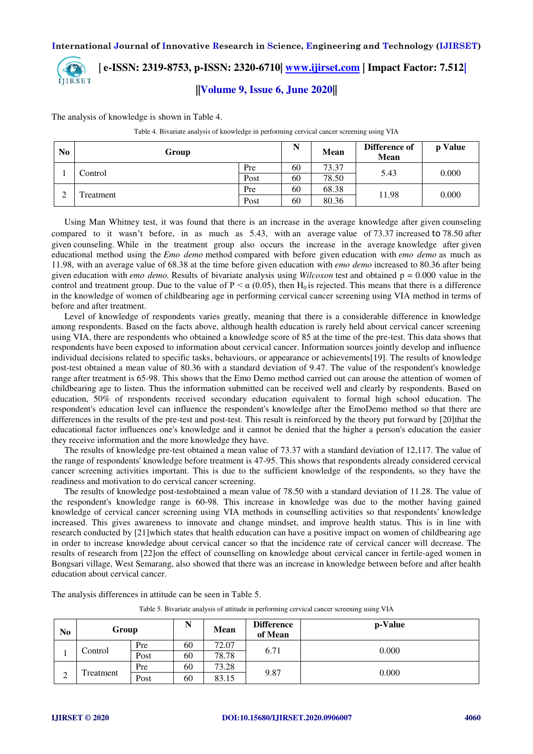The analysis of knowledge is shown in Table 4.

Table 4. Bivariate analysis of knowledge in performing cervical cancer screening using VIA

| No | Group | | N | Mean | Difference of Mean | p Value |
|---|---|---|---|---|---|---|
| 1 | Control | Pre | 60 | 73.37 | 5.43 | 0.000 |
| | | Post | 60 | 78.50 | | |
| 2 | Treatment | Pre | 60 | 68.38 | 11.98 | 0.000 |
| | | Post | 60 | 80.36 | | |

Using Man Whitney test, it was found that there is an increase in the average knowledge after given counseling compared to it wasn't before, in as much as 5.43, with an average value of 73.37 increased to 78.50 after given counseling. While in the treatment group also occurs the increase in the average knowledge after given educational method using the *Emo demo* method compared with before given education with *emo demo* as much as 11.98, with an average value of 68.38 at the time before given education with *emo demo* increased to 80.36 after being given education with *emo demo*. Results of bivariate analysis using *Wilcoxon* test and obtained p = 0.000 value in the control and treatment group. Due to the value of $P < \alpha$ (0.05), then $H_0$ is rejected. This means that there is a difference in the knowledge of women of childbearing age in performing cervical cancer screening using VIA method in terms of before and after treatment.

Level of knowledge of respondents varies greatly, meaning that there is a considerable difference in knowledge among respondents. Based on the facts above, although health education is rarely held about cervical cancer screening using VIA, there are respondents who obtained a knowledge score of 85 at the time of the pre-test. This data shows that respondents have been exposed to information about cervical cancer. Information sources jointly develop and influence individual decisions related to specific tasks, behaviours, or appearance or achievements[19]. The results of knowledge post-test obtained a mean value of 80.36 with a standard deviation of 9.47. The value of the respondent's knowledge range after treatment is 65-98. This shows that the Emo Demo method carried out can arouse the attention of women of childbearing age to listen. Thus the information submitted can be received well and clearly by respondents. Based on education, 50% of respondents received secondary education equivalent to formal high school education. The respondent's education level can influence the respondent's knowledge after the EmoDemo method so that there are differences in the results of the pre-test and post-test. This result is reinforced by the theory put forward by [20]that the educational factor influences one's knowledge and it cannot be denied that the higher a person's education the easier they receive information and the more knowledge they have.

The results of knowledge pre-test obtained a mean value of 73.37 with a standard deviation of 12,117. The value of the range of respondents' knowledge before treatment is 47-95. This shows that respondents already considered cervical cancer screening activities important. This is due to the sufficient knowledge of the respondents, so they have the readiness and motivation to do cervical cancer screening.

The results of knowledge post-testobtained a mean value of 78.50 with a standard deviation of 11.28. The value of the respondent's knowledge range is 60-98. This increase in knowledge was due to the mother having gained knowledge of cervical cancer screening using VIA methods in counselling activities so that respondents' knowledge increased. This gives awareness to innovate and change mindset, and improve health status. This is in line with research conducted by [21]which states that health education can have a positive impact on women of childbearing age in order to increase knowledge about cervical cancer so that the incidence rate of cervical cancer will decrease. The results of research from [22]on the effect of counselling on knowledge about cervical cancer in fertile-aged women in Bongsari village, West Semarang, also showed that there was an increase in knowledge between before and after health education about cervical cancer.

The analysis differences in attitude can be seen in Table 5.

Table 5. Bivariate analysis of attitude in performing cervical cancer screening using VIA

| No | Group | | N | Mean | Difference of Mean | p-Value |
|---|---|---|---|---|---|---|
| 1 | Control | Pre | 60 | 72.07 | 6.71 | 0.000 |
| | | Post | 60 | 78.78 | | |
| 2 | Treatment | Pre | 60 | 73.28 | 9.87 | 0.000 |
| | | Post | 60 | 83.15 | | |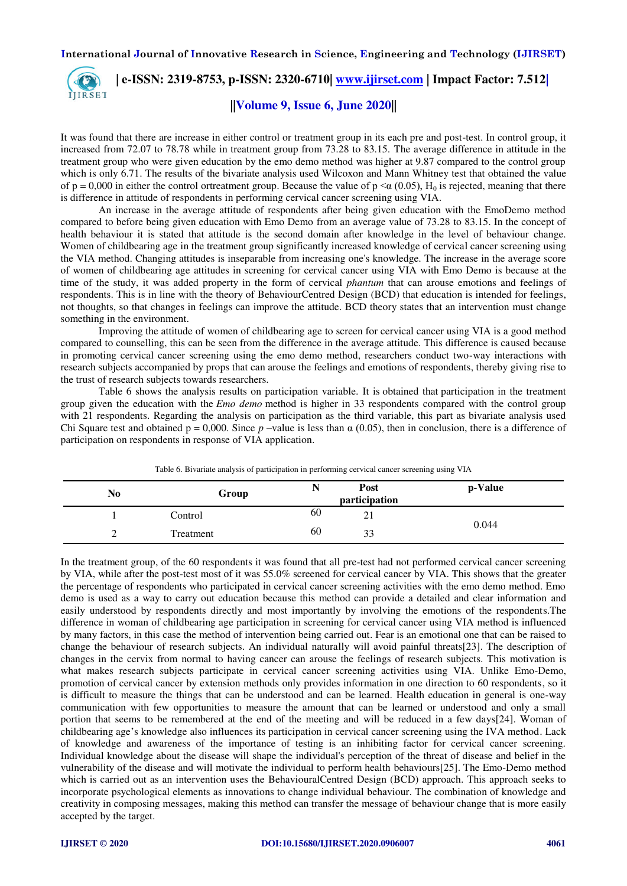It was found that there are increase in either control or treatment group in its each pre and post-test. In control group, it increased from 72.07 to 78.78 while in treatment group from 73.28 to 83.15. The average difference in attitude in the treatment group who were given education by the emo demo method was higher at 9.87 compared to the control group which is only 6.71. The results of the bivariate analysis used Wilcoxon and Mann Whitney test that obtained the value of p = 0,000 in either the control ortreatment group. Because the value of p <α (0.05), $H_0$ is rejected, meaning that there is difference in attitude of respondents in performing cervical cancer screening using VIA.

An increase in the average attitude of respondents after being given education with the EmoDemo method compared to before being given education with Emo Demo from an average value of 73.28 to 83.15. In the concept of health behaviour it is stated that attitude is the second domain after knowledge in the level of behaviour change. Women of childbearing age in the treatment group significantly increased knowledge of cervical cancer screening using the VIA method. Changing attitudes is inseparable from increasing one's knowledge. The increase in the average score of women of childbearing age attitudes in screening for cervical cancer using VIA with Emo Demo is because at the time of the study, it was added property in the form of cervical *phantum* that can arouse emotions and feelings of respondents. This is in line with the theory of BehaviourCentred Design (BCD) that education is intended for feelings, not thoughts, so that changes in feelings can improve the attitude. BCD theory states that an intervention must change something in the environment.

Improving the attitude of women of childbearing age to screen for cervical cancer using VIA is a good method compared to counselling, this can be seen from the difference in the average attitude. This difference is caused because in promoting cervical cancer screening using the emo demo method, researchers conduct two-way interactions with research subjects accompanied by props that can arouse the feelings and emotions of respondents, thereby giving rise to the trust of research subjects towards researchers.

Table 6 shows the analysis results on participation variable. It is obtained that participation in the treatment group given the education with the *Emo demo* method is higher in 33 respondents compared with the control group with 21 respondents. Regarding the analysis on participation as the third variable, this part as bivariate analysis used Chi Square test and obtained p = 0,000. Since *p* –value is less than α (0.05), then in conclusion, there is a difference of participation on respondents in response of VIA application.

Table 6. Bivariate analysis of participation in performing cervical cancer screening using VIA

| No | Group | N | Post participation | p-Value |
|---|---|---|---|---|
| 1 | Control | 60 | 21 | 0.044 |
| 2 | Treatment | 60 | 33 | |

In the treatment group, of the 60 respondents it was found that all pre-test had not performed cervical cancer screening by VIA, while after the post-test most of it was 55.0% screened for cervical cancer by VIA. This shows that the greater the percentage of respondents who participated in cervical cancer screening activities with the emo demo method. Emo demo is used as a way to carry out education because this method can provide a detailed and clear information and easily understood by respondents directly and most importantly by involving the emotions of the respondents.The difference in woman of childbearing age participation in screening for cervical cancer using VIA method is influenced by many factors, in this case the method of intervention being carried out. Fear is an emotional one that can be raised to change the behaviour of research subjects. An individual naturally will avoid painful threats[23]. The description of changes in the cervix from normal to having cancer can arouse the feelings of research subjects. This motivation is what makes research subjects participate in cervical cancer screening activities using VIA. Unlike Emo-Demo, promotion of cervical cancer by extension methods only provides information in one direction to 60 respondents, so it is difficult to measure the things that can be understood and can be learned. Health education in general is one-way communication with few opportunities to measure the amount that can be learned or understood and only a small portion that seems to be remembered at the end of the meeting and will be reduced in a few days[24]. Woman of childbearing age's knowledge also influences its participation in cervical cancer screening using the IVA method. Lack of knowledge and awareness of the importance of testing is an inhibiting factor for cervical cancer screening. Individual knowledge about the disease will shape the individual's perception of the threat of disease and belief in the vulnerability of the disease and will motivate the individual to perform health behaviours[25]. The Emo-Demo method which is carried out as an intervention uses the BehaviouralCentred Design (BCD) approach. This approach seeks to incorporate psychological elements as innovations to change individual behaviour. The combination of knowledge and creativity in composing messages, making this method can transfer the message of behaviour change that is more easily accepted by the target.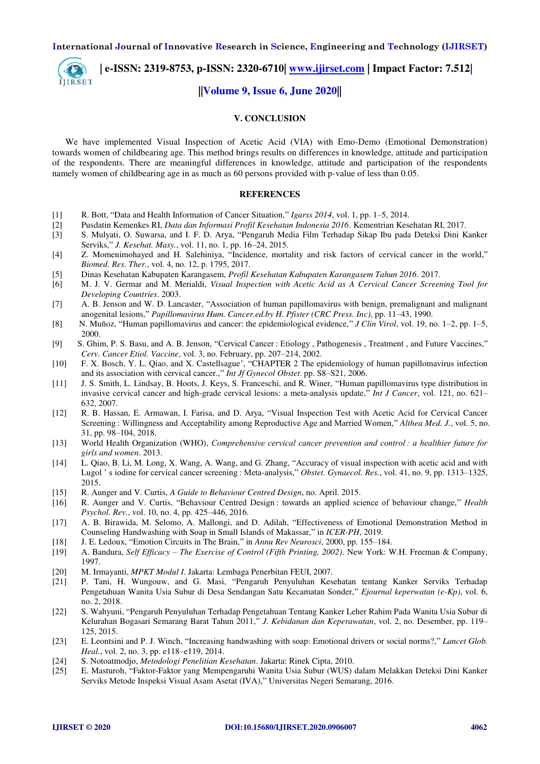## V. CONCLUSION

We have implemented Visual Inspection of Acetic Acid (VIA) with Emo-Demo (Emotional Demonstration) towards women of childbearing age. This method brings results on differences in knowledge, attitude and participation of the respondents. There are meaningful differences in knowledge, attitude and participation of the respondents namely women of childbearing age in as much as 60 persons provided with p-value of less than 0.05.

## REFERENCES

[1] R. Bott, "Data and Health Information of Cancer Situation," *Igarss 2014*, vol. 1, pp. 1–5, 2014.

[2] Pusdatin Kemenkes RI, *Data dan Informasi Profil Kesehatan Indonesia 2016*. Kementrian Kesehatan RI, 2017.

[3] S. Mulyati, O. Suwarsa, and I. F. D. Arya, "Pengaruh Media Film Terhadap Sikap Ibu pada Deteksi Dini Kanker Serviks," *J. Kesehat. Masy.*, vol. 11, no. 1, pp. 16–24, 2015.

[4] Z. Momenimohayed and H. Salehiniya, "Incidence, mortality and risk factors of cervical cancer in the world," *Biomed. Res. Ther.*, vol. 4, no. 12, p. 1795, 2017.

[5] Dinas Kesehatan Kabupaten Karangasem, *Profil Kesehatan Kabupaten Karangasem Tahun 2016*. 2017.

[6] M. J. V. Germar and M. Merialdi, *Visual Inspection with Acetic Acid as A Cervical Cancer Screening Tool for Developing Countries*. 2003.

[7] A. B. Jenson and W. D. Lancaster, "Association of human papillomavirus with benign, premalignant and malignant anogenital lesions," *Papillomavirus Hum. Cancer.ed.by H. Pfister (CRC Press. Inc)*, pp. 11–43, 1990.

[8] N. Muñoz, "Human papillomavirus and cancer: the epidemiological evidence," *J Clin Virol*, vol. 19, no. 1–2, pp. 1–5, 2000.

[9] S. Ghim, P. S. Basu, and A. B. Jenson, "Cervical Cancer : Etiology , Pathogenesis , Treatment , and Future Vaccines," *Cerv. Cancer Etiol. Vaccine*, vol. 3, no. February, pp. 207–214, 2002.

[10] F. X. Bosch, Y. L. Qiao, and X. Castellsague', "CHAPTER 2 The epidemiology of human papillomavirus infection and its association with cervical cancer.," *Int Jf Gynecol Obstet*. pp. S8–S21, 2006.

[11] J. S. Smith, L. Lindsay, B. Hoots, J. Keys, S. Franceschi, and R. Winer, "Human papillomavirus type distribution in invasive cervical cancer and high-grade cervical lesions: a meta-analysis update," *Int J Cancer*, vol. 121, no. 621–632, 2007.

[12] R. B. Hassan, E. Armawan, I. Farisa, and D. Arya, "Visual Inspection Test with Acetic Acid for Cervical Cancer Screening : Willingness and Acceptability among Reproductive Age and Married Women," *Althea Med. J.*, vol. 5, no. 31, pp. 98–104, 2018.

[13] World Health Organization (WHO), *Comprehensive cervical cancer prevention and control : a healthier future for girls and women*. 2013.

[14] L. Qiao, B. Li, M. Long, X. Wang, A. Wang, and G. Zhang, "Accuracy of visual inspection with acetic acid and with Lugol ' s iodine for cervical cancer screening : Meta-analysis," *Obstet. Gynaecol. Res.*, vol. 41, no. 9, pp. 1313–1325, 2015.

[15] R. Aunger and V. Curtis, *A Guide to Behaviour Centred Design*, no. April. 2015.

[16] R. Aunger and V. Curtis, "Behaviour Centred Design : towards an applied science of behaviour change," *Health Psychol. Rev.*, vol. 10, no. 4, pp. 425–446, 2016.

[17] A. B. Birawida, M. Selomo, A. Mallongi, and D. Adilah, "Effectiveness of Emotional Demonstration Method in Counseling Handwashing with Soap in Small Islands of Makassar," in *ICER-PH*, 2019.

[18] J. E. Ledoux, "Emotion Circuits in The Brain," in *Annu Rev Neurosci*, 2000, pp. 155–184.

[19] A. Bandura, *Self Efficacy – The Exercise of Control (Fifth Printing, 2002)*. New York: W.H. Freeman & Company, 1997.

[20] M. Irmayanti, *MPKT Modul I*. Jakarta: Lembaga Penerbitan FEUI, 2007.

[21] P. Tani, H. Wungouw, and G. Masi, "Pengaruh Penyuluhan Kesehatan tentang Kanker Serviks Terhadap Pengetahuan Wanita Usia Subur di Desa Sendangan Satu Kecamatan Sonder," *Ejournal keperwatan (e-Kp)*, vol. 6, no. 2, 2018.

[22] S. Wahyuni, "Pengaruh Penyuluhan Terhadap Pengetahuan Tentang Kanker Leher Rahim Pada Wanita Usia Subur di Kelurahan Bogasari Semarang Barat Tahun 2011," *J. Kebidanan dan Keperawatan*, vol. 2, no. Desember, pp. 119–125, 2015.

[23] E. Leontsini and P. J. Winch, "Increasing handwashing with soap: Emotional drivers or social norms?," *Lancet Glob. Heal.*, vol. 2, no. 3, pp. e118–e119, 2014.

[24] S. Notoatmodjo, *Metodologi Penelitian Kesehatan*. Jakarta: Rinek Cipta, 2010.

[25] E. Masturoh, "Faktor-Faktor yang Mempengaruhi Wanita Usia Subur (WUS) dalam Melakkan Deteksi Dini Kanker Serviks Metode Inspeksi Visual Asam Asetat (IVA)," Universitas Negeri Semarang, 2016.